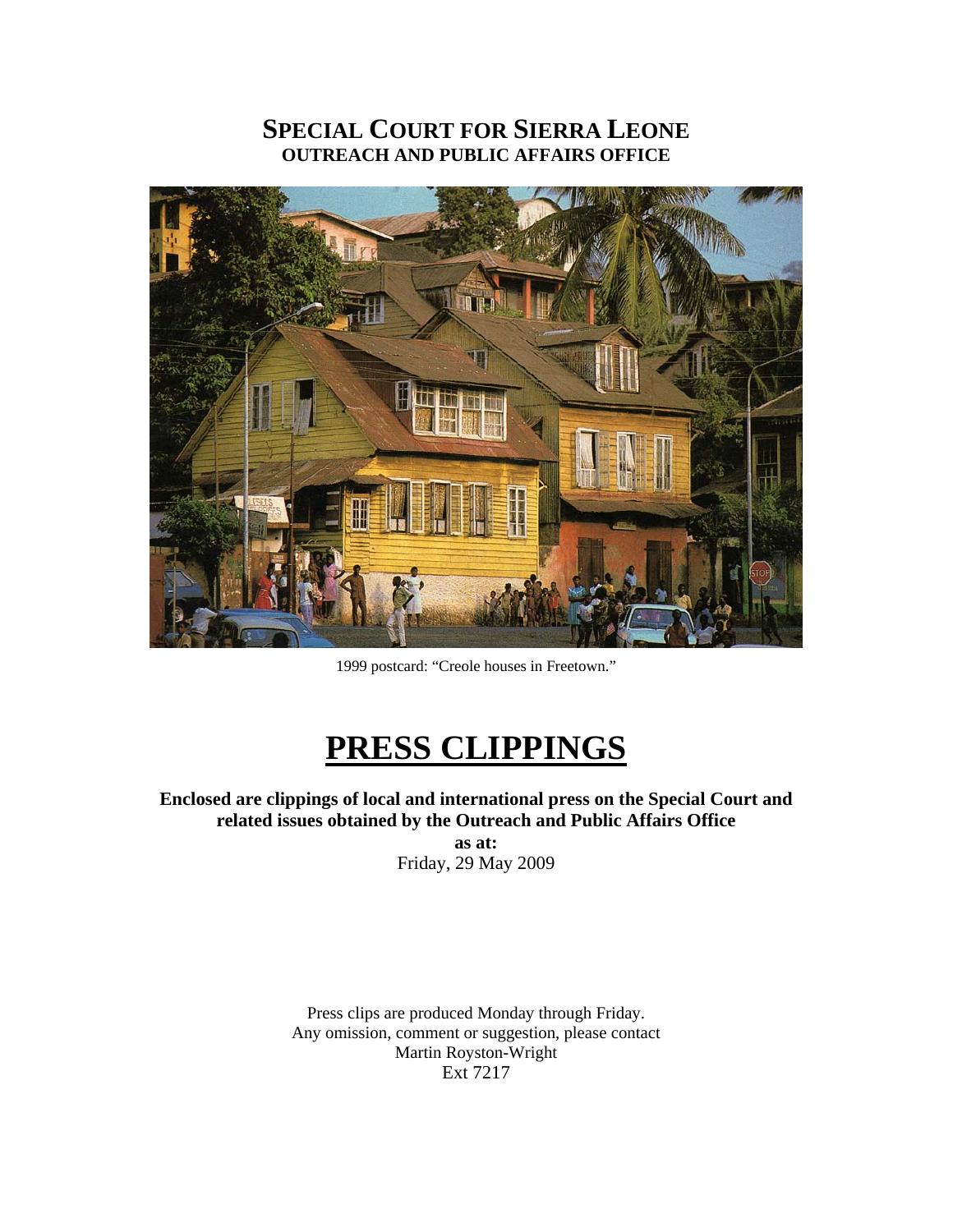# Special Court for Sierra Leone
## OUTREACH AND PUBLIC AFFAIRS OFFICE

1999 postcard: "Creole houses in Freetown."

# PRESS CLIPPINGS

**Enclosed are clippings of local and international press on the Special Court and related issues obtained by the Outreach and Public Affairs Office**

**as at:**

Friday, 29 May 2009

Press clips are produced Monday through Friday.
Any omission, comment or suggestion, please contact
Martin Royston-Wright
Ext 7217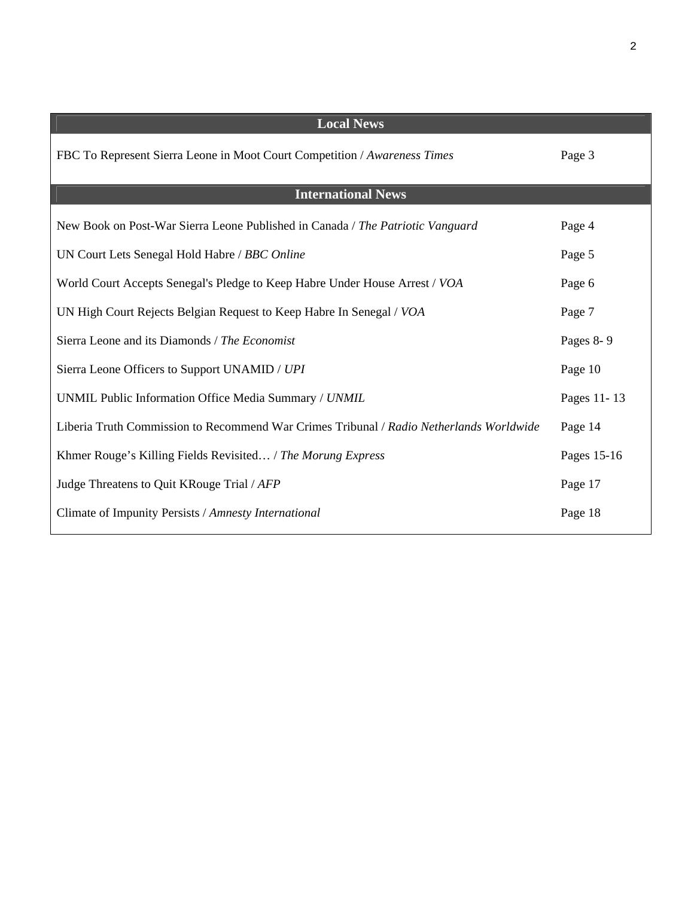| Local News | |
|---|---|
| FBC To Represent Sierra Leone in Moot Court Competition / *Awareness Times* | Page 3 |
| **International News** | |
| New Book on Post-War Sierra Leone Published in Canada / *The Patriotic Vanguard* | Page 4 |
| UN Court Lets Senegal Hold Habre / *BBC Online* | Page 5 |
| World Court Accepts Senegal's Pledge to Keep Habre Under House Arrest / *VOA* | Page 6 |
| UN High Court Rejects Belgian Request to Keep Habre In Senegal / *VOA* | Page 7 |
| Sierra Leone and its Diamonds / *The Economist* | Pages 8- 9 |
| Sierra Leone Officers to Support UNAMID / *UPI* | Page 10 |
| UNMIL Public Information Office Media Summary / *UNMIL* | Pages 11- 13 |
| Liberia Truth Commission to Recommend War Crimes Tribunal / *Radio Netherlands Worldwide* | Page 14 |
| Khmer Rouge's Killing Fields Revisited… / *The Morung Express* | Pages 15-16 |
| Judge Threatens to Quit KRouge Trial / *AFP* | Page 17 |
| Climate of Impunity Persists / *Amnesty International* | Page 18 |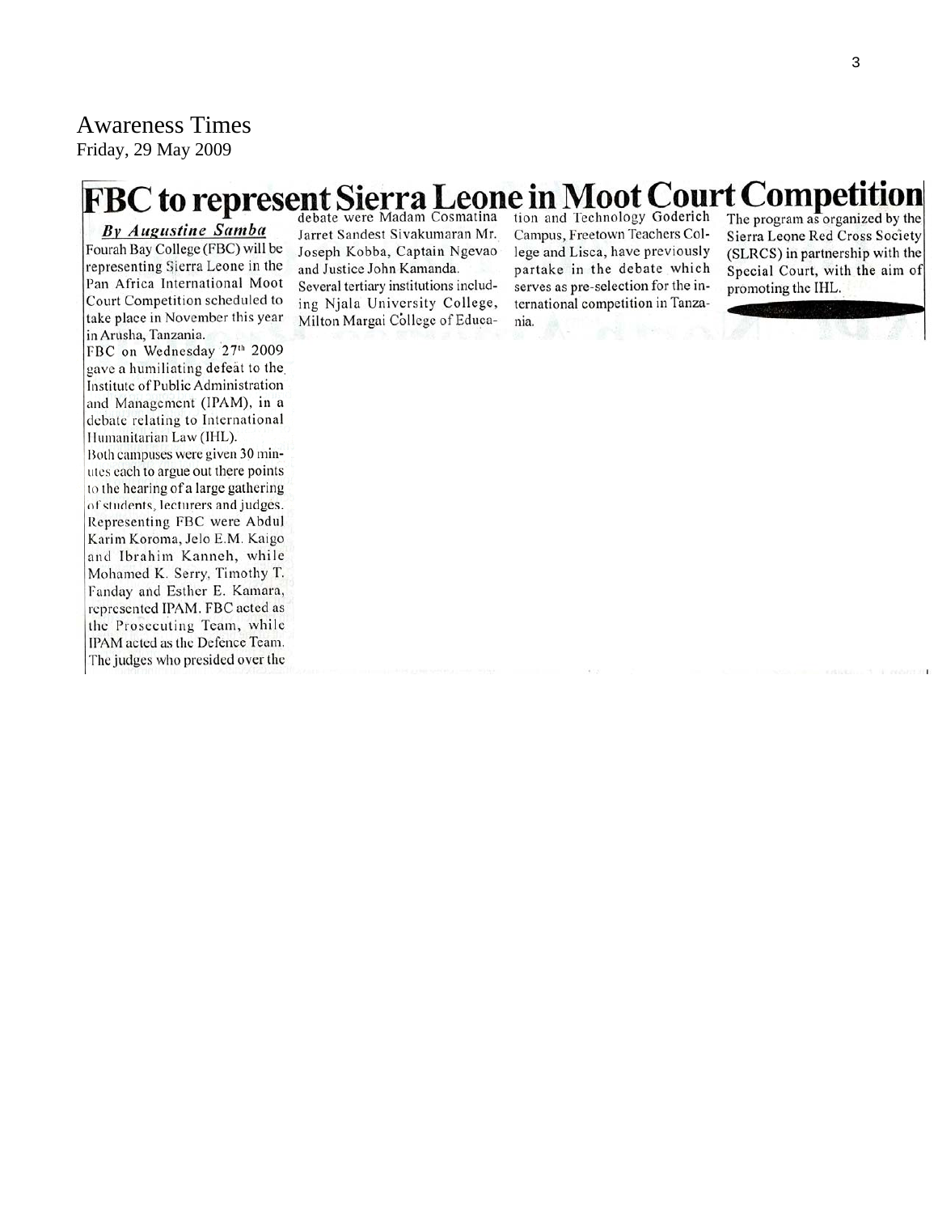Awareness Times
Friday, 29 May 2009

# FBC to represent Sierra Leone in Moot Court Competition

***By Augustine Samba***

Fourah Bay College (FBC) will be representing Sierra Leone in the Pan Africa International Moot Court Competition scheduled to take place in November this year in Arusha, Tanzania.

FBC on Wednesday 27th 2009 gave a humiliating defeat to the Institute of Public Administration and Management (IPAM), in a debate relating to International Humanitarian Law (IHL).

Both campuses were given 30 minutes each to argue out there points to the hearing of a large gathering of students, lecturers and judges. Representing FBC were Abdul Karim Koroma, Jelo E.M. Kaigo and Ibrahim Kanneh, while Mohamed K. Serry, Timothy T. Fanday and Esther E. Kamara, represented IPAM. FBC acted as the Prosecuting Team, while IPAM acted as the Defence Team. The judges who presided over the debate were Madam Cosmatina Jarret Sandest Sivakumaran Mr. Joseph Kobba, Captain Ngevao and Justice John Kamanda.

Several tertiary institutions including Njala University College, Milton Margai College of Education and Technology Goderich Campus, Freetown Teachers College and Lisca, have previously partake in the debate which serves as pre-selection for the international competition in Tanzania.

The program as organized by the Sierra Leone Red Cross Society (SLRCS) in partnership with the Special Court, with the aim of promoting the IHL.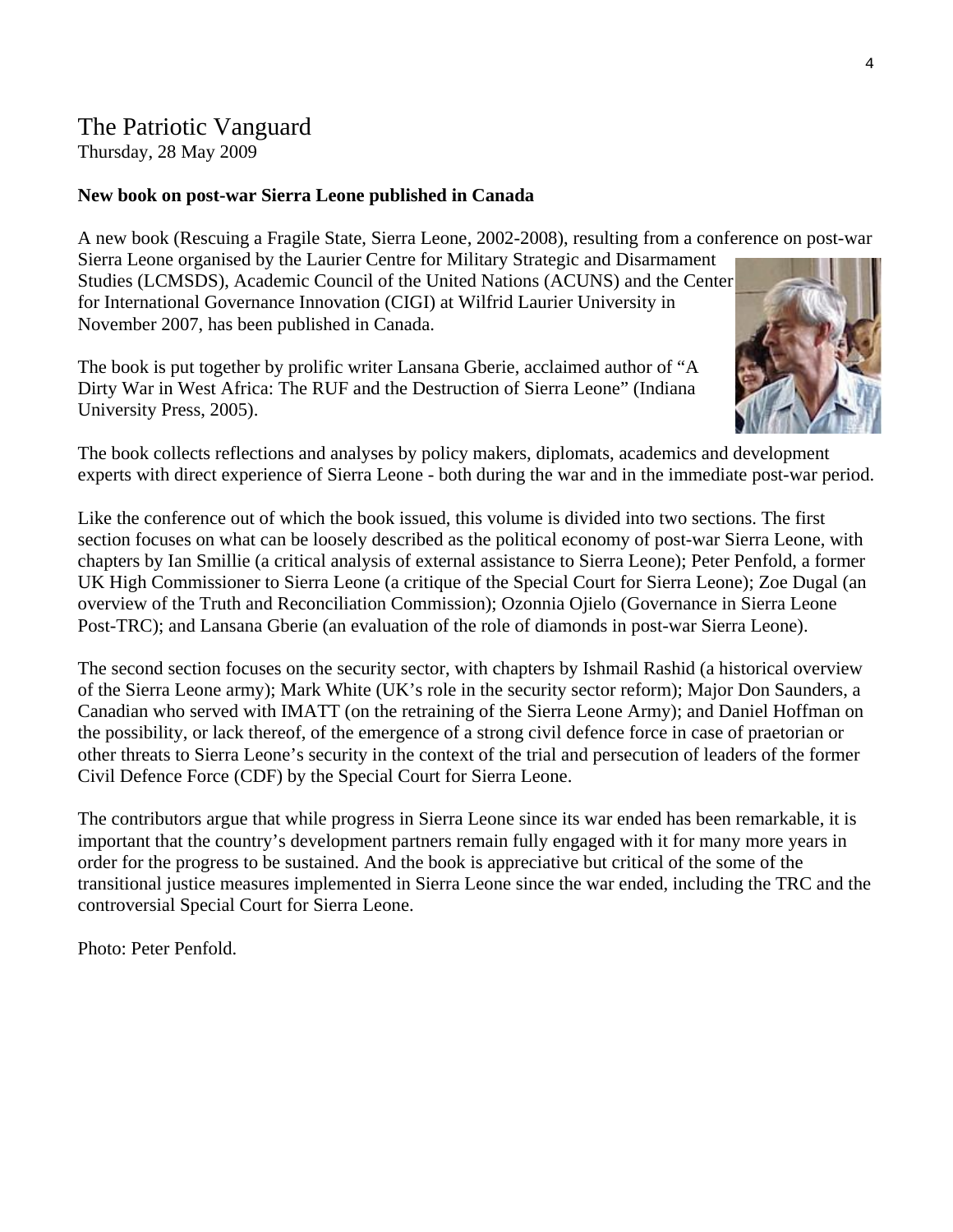# The Patriotic Vanguard

Thursday, 28 May 2009

**New book on post-war Sierra Leone published in Canada**

A new book (Rescuing a Fragile State, Sierra Leone, 2002-2008), resulting from a conference on post-war Sierra Leone organised by the Laurier Centre for Military Strategic and Disarmament Studies (LCMSDS), Academic Council of the United Nations (ACUNS) and the Center for International Governance Innovation (CIGI) at Wilfrid Laurier University in November 2007, has been published in Canada.

The book is put together by prolific writer Lansana Gberie, acclaimed author of "A Dirty War in West Africa: The RUF and the Destruction of Sierra Leone" (Indiana University Press, 2005).

The book collects reflections and analyses by policy makers, diplomats, academics and development experts with direct experience of Sierra Leone - both during the war and in the immediate post-war period.

Like the conference out of which the book issued, this volume is divided into two sections. The first section focuses on what can be loosely described as the political economy of post-war Sierra Leone, with chapters by Ian Smillie (a critical analysis of external assistance to Sierra Leone); Peter Penfold, a former UK High Commissioner to Sierra Leone (a critique of the Special Court for Sierra Leone); Zoe Dugal (an overview of the Truth and Reconciliation Commission); Ozonnia Ojielo (Governance in Sierra Leone Post-TRC); and Lansana Gberie (an evaluation of the role of diamonds in post-war Sierra Leone).

The second section focuses on the security sector, with chapters by Ishmail Rashid (a historical overview of the Sierra Leone army); Mark White (UK's role in the security sector reform); Major Don Saunders, a Canadian who served with IMATT (on the retraining of the Sierra Leone Army); and Daniel Hoffman on the possibility, or lack thereof, of the emergence of a strong civil defence force in case of praetorian or other threats to Sierra Leone's security in the context of the trial and persecution of leaders of the former Civil Defence Force (CDF) by the Special Court for Sierra Leone.

The contributors argue that while progress in Sierra Leone since its war ended has been remarkable, it is important that the country's development partners remain fully engaged with it for many more years in order for the progress to be sustained. And the book is appreciative but critical of the some of the transitional justice measures implemented in Sierra Leone since the war ended, including the TRC and the controversial Special Court for Sierra Leone.

Photo: Peter Penfold.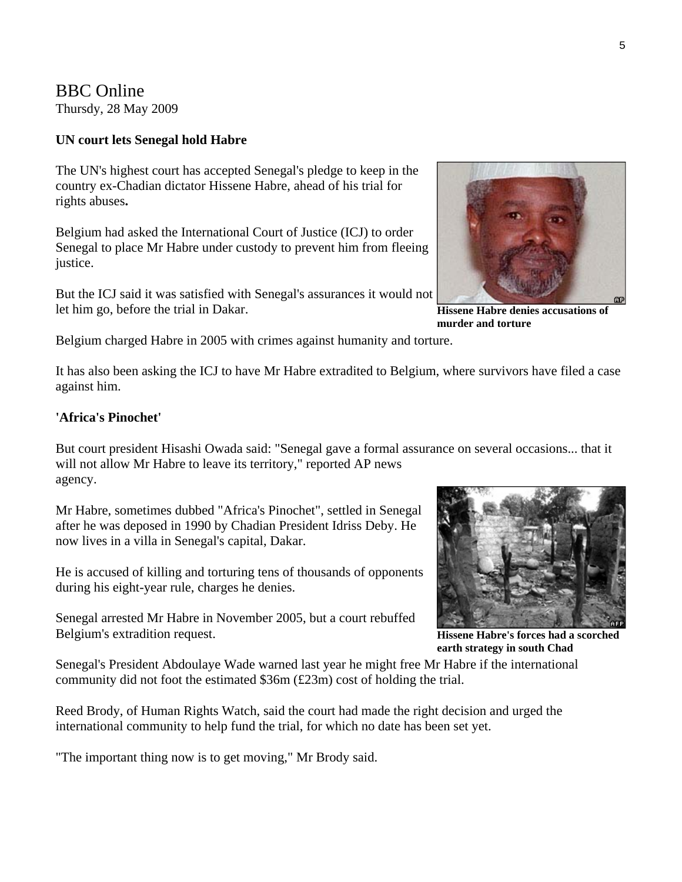BBC Online
Thursdy, 28 May 2009

**UN court lets Senegal hold Habre**

The UN's highest court has accepted Senegal's pledge to keep in the country ex-Chadian dictator Hissene Habre, ahead of his trial for rights abuses**.**

Belgium had asked the International Court of Justice (ICJ) to order Senegal to place Mr Habre under custody to prevent him from fleeing justice.

But the ICJ said it was satisfied with Senegal's assurances it would not let him go, before the trial in Dakar.

**Hissene Habre denies accusations of murder and torture**

Belgium charged Habre in 2005 with crimes against humanity and torture.

It has also been asking the ICJ to have Mr Habre extradited to Belgium, where survivors have filed a case against him.

**'Africa's Pinochet'**

But court president Hisashi Owada said: "Senegal gave a formal assurance on several occasions... that it will not allow Mr Habre to leave its territory," reported AP news agency.

Mr Habre, sometimes dubbed "Africa's Pinochet", settled in Senegal after he was deposed in 1990 by Chadian President Idriss Deby. He now lives in a villa in Senegal's capital, Dakar.

He is accused of killing and torturing tens of thousands of opponents during his eight-year rule, charges he denies.

Senegal arrested Mr Habre in November 2005, but a court rebuffed Belgium's extradition request.

**Hissene Habre's forces had a scorched earth strategy in south Chad**

Senegal's President Abdoulaye Wade warned last year he might free Mr Habre if the international community did not foot the estimated $36m (£23m) cost of holding the trial.

Reed Brody, of Human Rights Watch, said the court had made the right decision and urged the international community to help fund the trial, for which no date has been set yet.

"The important thing now is to get moving," Mr Brody said.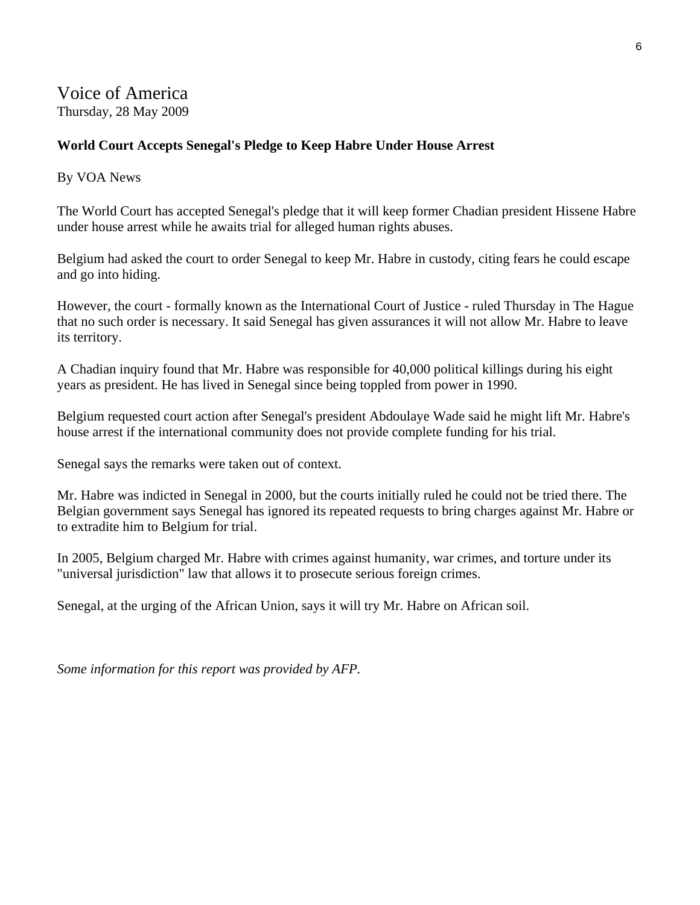# Voice of America

Thursday, 28 May 2009

**World Court Accepts Senegal's Pledge to Keep Habre Under House Arrest**

By VOA News

The World Court has accepted Senegal's pledge that it will keep former Chadian president Hissene Habre under house arrest while he awaits trial for alleged human rights abuses.

Belgium had asked the court to order Senegal to keep Mr. Habre in custody, citing fears he could escape and go into hiding.

However, the court - formally known as the International Court of Justice - ruled Thursday in The Hague that no such order is necessary. It said Senegal has given assurances it will not allow Mr. Habre to leave its territory.

A Chadian inquiry found that Mr. Habre was responsible for 40,000 political killings during his eight years as president. He has lived in Senegal since being toppled from power in 1990.

Belgium requested court action after Senegal's president Abdoulaye Wade said he might lift Mr. Habre's house arrest if the international community does not provide complete funding for his trial.

Senegal says the remarks were taken out of context.

Mr. Habre was indicted in Senegal in 2000, but the courts initially ruled he could not be tried there. The Belgian government says Senegal has ignored its repeated requests to bring charges against Mr. Habre or to extradite him to Belgium for trial.

In 2005, Belgium charged Mr. Habre with crimes against humanity, war crimes, and torture under its "universal jurisdiction" law that allows it to prosecute serious foreign crimes.

Senegal, at the urging of the African Union, says it will try Mr. Habre on African soil.

*Some information for this report was provided by AFP.*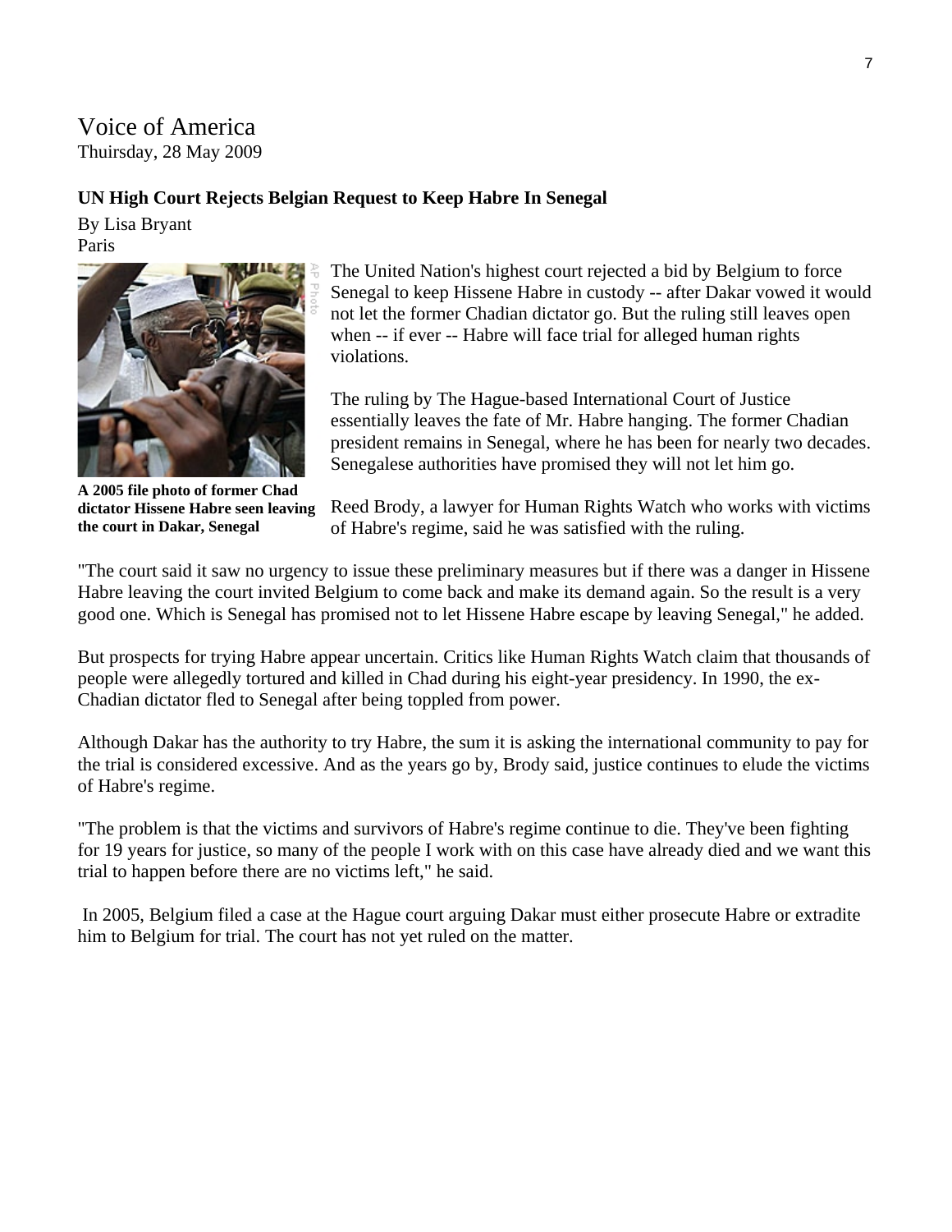# Voice of America

Thuirsday, 28 May 2009

**UN High Court Rejects Belgian Request to Keep Habre In Senegal**

By Lisa Bryant
Paris

**A 2005 file photo of former Chad dictator Hissene Habre seen leaving the court in Dakar, Senegal**

The United Nation's highest court rejected a bid by Belgium to force Senegal to keep Hissene Habre in custody -- after Dakar vowed it would not let the former Chadian dictator go. But the ruling still leaves open when -- if ever -- Habre will face trial for alleged human rights violations.

The ruling by The Hague-based International Court of Justice essentially leaves the fate of Mr. Habre hanging. The former Chadian president remains in Senegal, where he has been for nearly two decades. Senegalese authorities have promised they will not let him go.

Reed Brody, a lawyer for Human Rights Watch who works with victims of Habre's regime, said he was satisfied with the ruling.

"The court said it saw no urgency to issue these preliminary measures but if there was a danger in Hissene Habre leaving the court invited Belgium to come back and make its demand again. So the result is a very good one. Which is Senegal has promised not to let Hissene Habre escape by leaving Senegal," he added.

But prospects for trying Habre appear uncertain. Critics like Human Rights Watch claim that thousands of people were allegedly tortured and killed in Chad during his eight-year presidency. In 1990, the ex-Chadian dictator fled to Senegal after being toppled from power.

Although Dakar has the authority to try Habre, the sum it is asking the international community to pay for the trial is considered excessive. And as the years go by, Brody said, justice continues to elude the victims of Habre's regime.

"The problem is that the victims and survivors of Habre's regime continue to die. They've been fighting for 19 years for justice, so many of the people I work with on this case have already died and we want this trial to happen before there are no victims left," he said.

In 2005, Belgium filed a case at the Hague court arguing Dakar must either prosecute Habre or extradite him to Belgium for trial. The court has not yet ruled on the matter.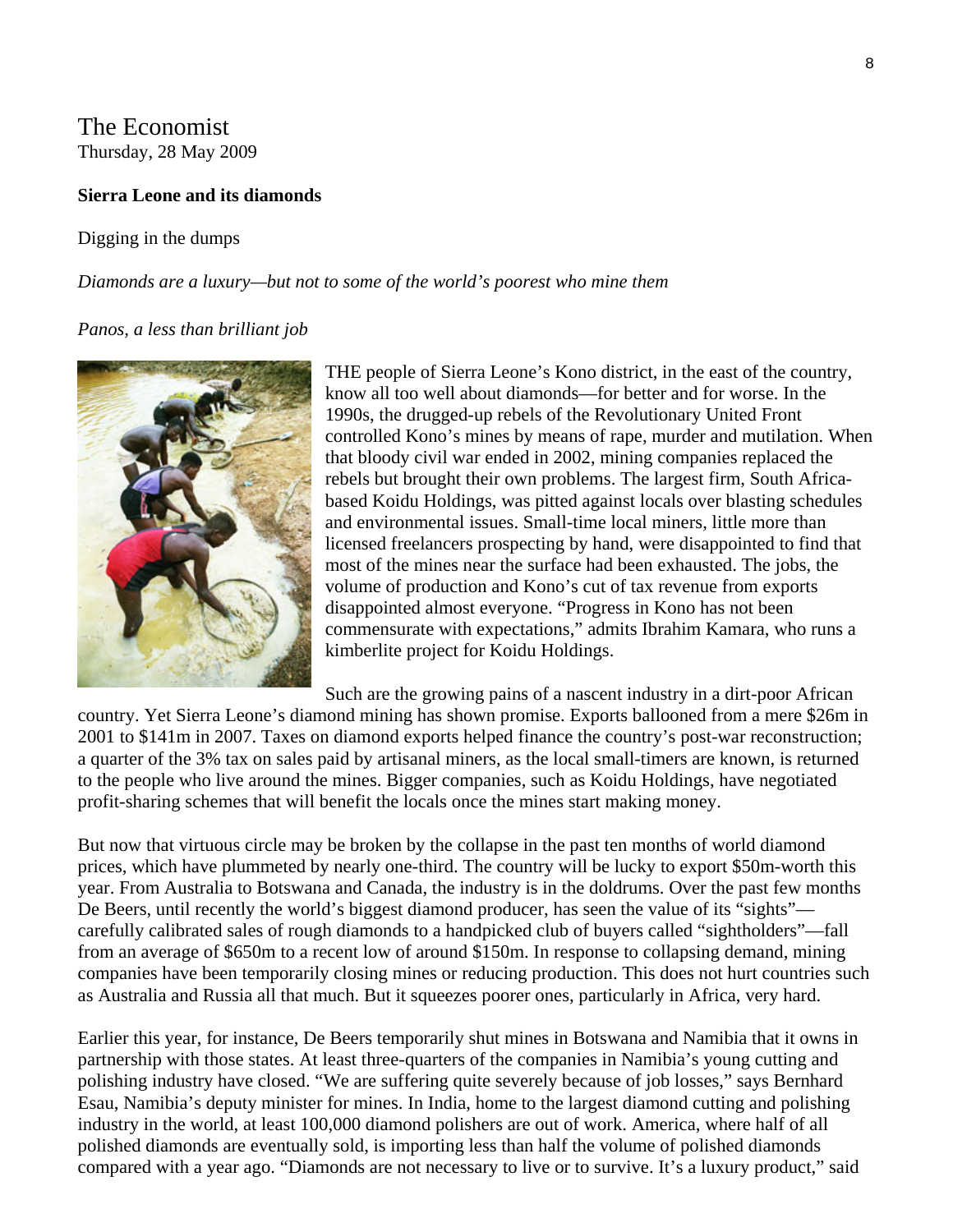The Economist
Thursday, 28 May 2009

**Sierra Leone and its diamonds**

Digging in the dumps

*Diamonds are a luxury—but not to some of the world's poorest who mine them*

*Panos, a less than brilliant job*

THE people of Sierra Leone's Kono district, in the east of the country, know all too well about diamonds—for better and for worse. In the 1990s, the drugged-up rebels of the Revolutionary United Front controlled Kono's mines by means of rape, murder and mutilation. When that bloody civil war ended in 2002, mining companies replaced the rebels but brought their own problems. The largest firm, South Africa-based Koidu Holdings, was pitted against locals over blasting schedules and environmental issues. Small-time local miners, little more than licensed freelancers prospecting by hand, were disappointed to find that most of the mines near the surface had been exhausted. The jobs, the volume of production and Kono's cut of tax revenue from exports disappointed almost everyone. "Progress in Kono has not been commensurate with expectations," admits Ibrahim Kamara, who runs a kimberlite project for Koidu Holdings.

Such are the growing pains of a nascent industry in a dirt-poor African country. Yet Sierra Leone's diamond mining has shown promise. Exports ballooned from a mere $26m in 2001 to $141m in 2007. Taxes on diamond exports helped finance the country's post-war reconstruction; a quarter of the 3% tax on sales paid by artisanal miners, as the local small-timers are known, is returned to the people who live around the mines. Bigger companies, such as Koidu Holdings, have negotiated profit-sharing schemes that will benefit the locals once the mines start making money.

But now that virtuous circle may be broken by the collapse in the past ten months of world diamond prices, which have plummeted by nearly one-third. The country will be lucky to export $50m-worth this year. From Australia to Botswana and Canada, the industry is in the doldrums. Over the past few months De Beers, until recently the world's biggest diamond producer, has seen the value of its "sights"—carefully calibrated sales of rough diamonds to a handpicked club of buyers called "sightholders"—fall from an average of $650m to a recent low of around $150m. In response to collapsing demand, mining companies have been temporarily closing mines or reducing production. This does not hurt countries such as Australia and Russia all that much. But it squeezes poorer ones, particularly in Africa, very hard.

Earlier this year, for instance, De Beers temporarily shut mines in Botswana and Namibia that it owns in partnership with those states. At least three-quarters of the companies in Namibia's young cutting and polishing industry have closed. "We are suffering quite severely because of job losses," says Bernhard Esau, Namibia's deputy minister for mines. In India, home to the largest diamond cutting and polishing industry in the world, at least 100,000 diamond polishers are out of work. America, where half of all polished diamonds are eventually sold, is importing less than half the volume of polished diamonds compared with a year ago. "Diamonds are not necessary to live or to survive. It's a luxury product," said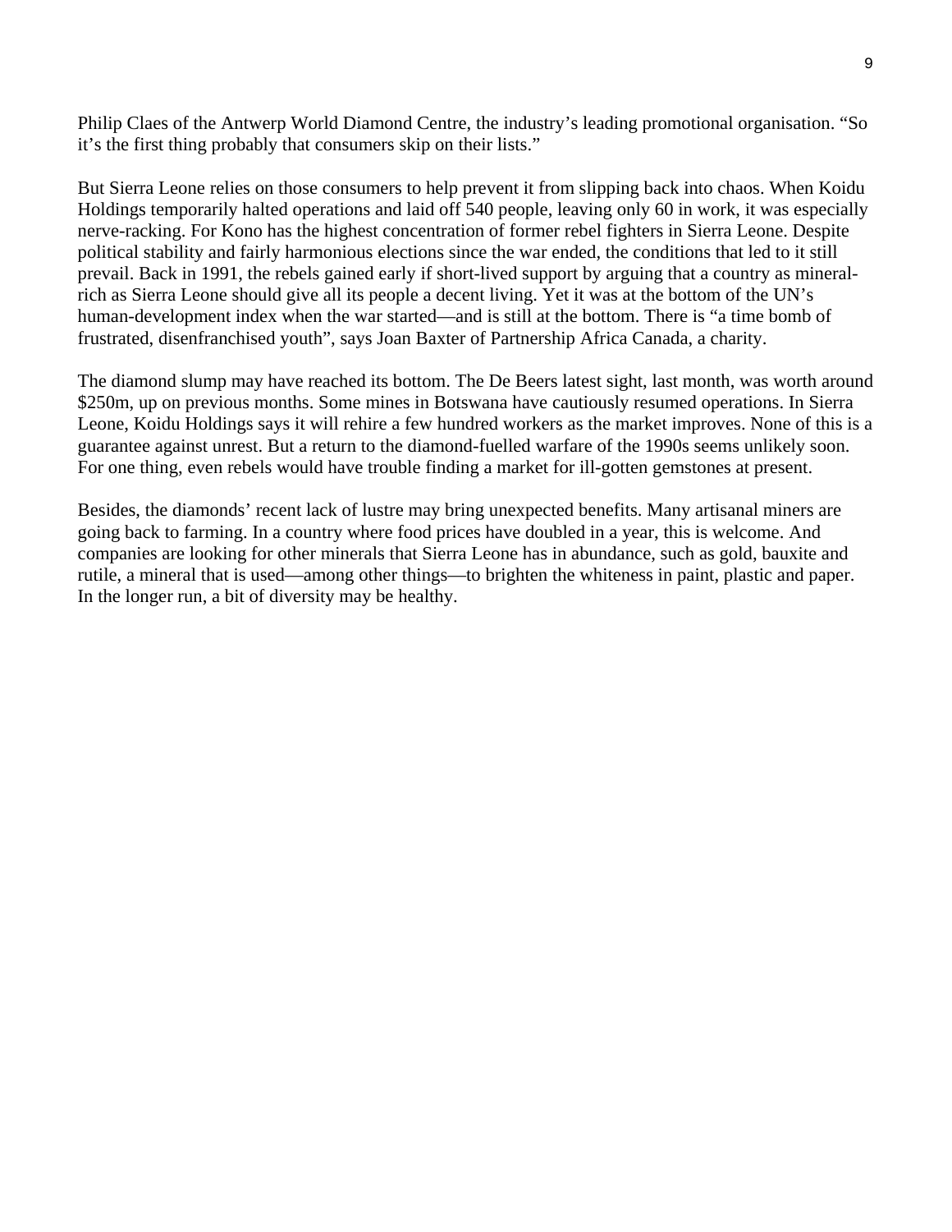Philip Claes of the Antwerp World Diamond Centre, the industry's leading promotional organisation. "So it's the first thing probably that consumers skip on their lists."

But Sierra Leone relies on those consumers to help prevent it from slipping back into chaos. When Koidu Holdings temporarily halted operations and laid off 540 people, leaving only 60 in work, it was especially nerve-racking. For Kono has the highest concentration of former rebel fighters in Sierra Leone. Despite political stability and fairly harmonious elections since the war ended, the conditions that led to it still prevail. Back in 1991, the rebels gained early if short-lived support by arguing that a country as mineral-rich as Sierra Leone should give all its people a decent living. Yet it was at the bottom of the UN's human-development index when the war started—and is still at the bottom. There is "a time bomb of frustrated, disenfranchised youth", says Joan Baxter of Partnership Africa Canada, a charity.

The diamond slump may have reached its bottom. The De Beers latest sight, last month, was worth around \$250m, up on previous months. Some mines in Botswana have cautiously resumed operations. In Sierra Leone, Koidu Holdings says it will rehire a few hundred workers as the market improves. None of this is a guarantee against unrest. But a return to the diamond-fuelled warfare of the 1990s seems unlikely soon. For one thing, even rebels would have trouble finding a market for ill-gotten gemstones at present.

Besides, the diamonds' recent lack of lustre may bring unexpected benefits. Many artisanal miners are going back to farming. In a country where food prices have doubled in a year, this is welcome. And companies are looking for other minerals that Sierra Leone has in abundance, such as gold, bauxite and rutile, a mineral that is used—among other things—to brighten the whiteness in paint, plastic and paper. In the longer run, a bit of diversity may be healthy.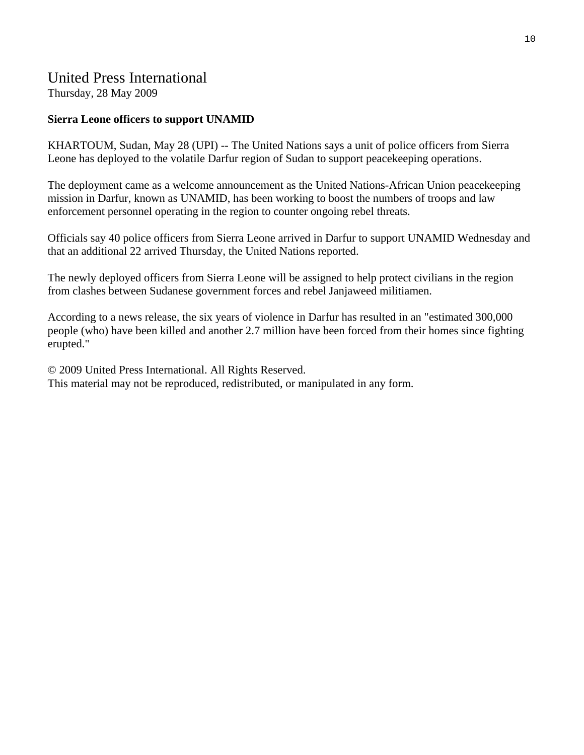# United Press International

Thursday, 28 May 2009

**Sierra Leone officers to support UNAMID**

KHARTOUM, Sudan, May 28 (UPI) -- The United Nations says a unit of police officers from Sierra Leone has deployed to the volatile Darfur region of Sudan to support peacekeeping operations.

The deployment came as a welcome announcement as the United Nations-African Union peacekeeping mission in Darfur, known as UNAMID, has been working to boost the numbers of troops and law enforcement personnel operating in the region to counter ongoing rebel threats.

Officials say 40 police officers from Sierra Leone arrived in Darfur to support UNAMID Wednesday and that an additional 22 arrived Thursday, the United Nations reported.

The newly deployed officers from Sierra Leone will be assigned to help protect civilians in the region from clashes between Sudanese government forces and rebel Janjaweed militiamen.

According to a news release, the six years of violence in Darfur has resulted in an "estimated 300,000 people (who) have been killed and another 2.7 million have been forced from their homes since fighting erupted."

© 2009 United Press International. All Rights Reserved.
This material may not be reproduced, redistributed, or manipulated in any form.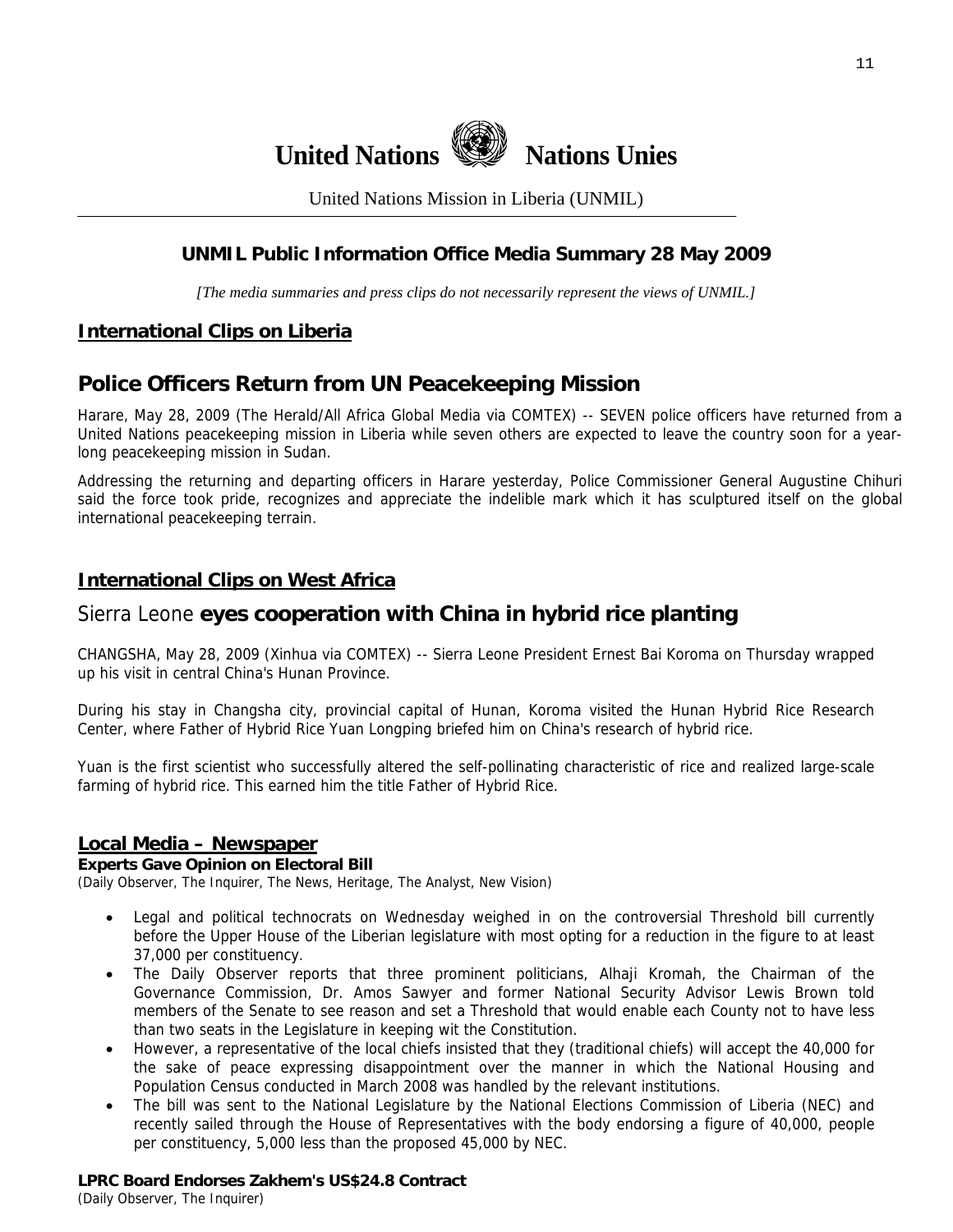# United Nations Nations Unies

United Nations Mission in Liberia (UNMIL)

## UNMIL Public Information Office Media Summary 28 May 2009

*[The media summaries and press clips do not necessarily represent the views of UNMIL.]*

### International Clips on Liberia

## Police Officers Return from UN Peacekeeping Mission

Harare, May 28, 2009 (The Herald/All Africa Global Media via COMTEX) -- SEVEN police officers have returned from a United Nations peacekeeping mission in Liberia while seven others are expected to leave the country soon for a year-long peacekeeping mission in Sudan.

Addressing the returning and departing officers in Harare yesterday, Police Commissioner General Augustine Chihuri said the force took pride, recognizes and appreciate the indelible mark which it has sculptured itself on the global international peacekeeping terrain.

### International Clips on West Africa

## Sierra Leone **eyes cooperation with China in hybrid rice planting**

CHANGSHA, May 28, 2009 (Xinhua via COMTEX) -- Sierra Leone President Ernest Bai Koroma on Thursday wrapped up his visit in central China's Hunan Province.

During his stay in Changsha city, provincial capital of Hunan, Koroma visited the Hunan Hybrid Rice Research Center, where Father of Hybrid Rice Yuan Longping briefed him on China's research of hybrid rice.

Yuan is the first scientist who successfully altered the self-pollinating characteristic of rice and realized large-scale farming of hybrid rice. This earned him the title Father of Hybrid Rice.

### Local Media – Newspaper

**Experts Gave Opinion on Electoral Bill**
(Daily Observer, The Inquirer, The News, Heritage, The Analyst, New Vision)

- Legal and political technocrats on Wednesday weighed in on the controversial Threshold bill currently before the Upper House of the Liberian legislature with most opting for a reduction in the figure to at least 37,000 per constituency.
- The Daily Observer reports that three prominent politicians, Alhaji Kromah, the Chairman of the Governance Commission, Dr. Amos Sawyer and former National Security Advisor Lewis Brown told members of the Senate to see reason and set a Threshold that would enable each County not to have less than two seats in the Legislature in keeping wit the Constitution.
- However, a representative of the local chiefs insisted that they (traditional chiefs) will accept the 40,000 for the sake of peace expressing disappointment over the manner in which the National Housing and Population Census conducted in March 2008 was handled by the relevant institutions.
- The bill was sent to the National Legislature by the National Elections Commission of Liberia (NEC) and recently sailed through the House of Representatives with the body endorsing a figure of 40,000, people per constituency, 5,000 less than the proposed 45,000 by NEC.

**LPRC Board Endorses Zakhem's US$24.8 Contract**
(Daily Observer, The Inquirer)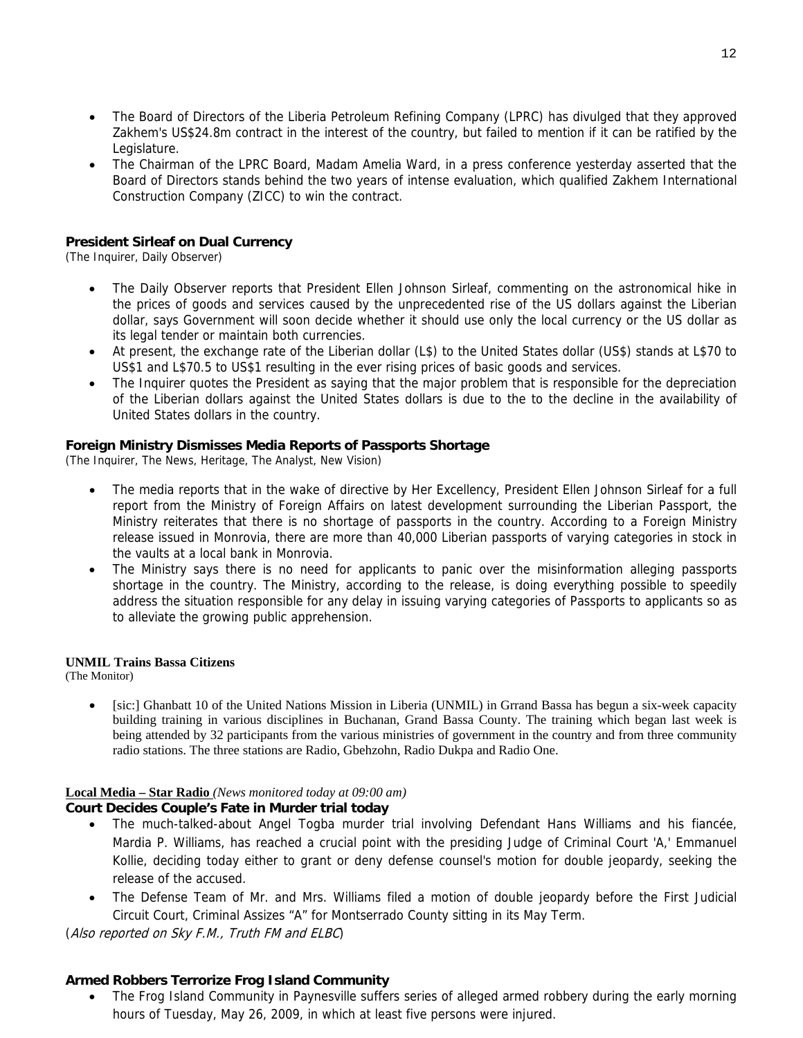- The Board of Directors of the Liberia Petroleum Refining Company (LPRC) has divulged that they approved Zakhem's US$24.8m contract in the interest of the country, but failed to mention if it can be ratified by the Legislature.
- The Chairman of the LPRC Board, Madam Amelia Ward, in a press conference yesterday asserted that the Board of Directors stands behind the two years of intense evaluation, which qualified Zakhem International Construction Company (ZICC) to win the contract.

**President Sirleaf on Dual Currency**
(The Inquirer, Daily Observer)

- The Daily Observer reports that President Ellen Johnson Sirleaf, commenting on the astronomical hike in the prices of goods and services caused by the unprecedented rise of the US dollars against the Liberian dollar, says Government will soon decide whether it should use only the local currency or the US dollar as its legal tender or maintain both currencies.
- At present, the exchange rate of the Liberian dollar (L$) to the United States dollar (US$) stands at L$70 to US$1 and L$70.5 to US$1 resulting in the ever rising prices of basic goods and services.
- The Inquirer quotes the President as saying that the major problem that is responsible for the depreciation of the Liberian dollars against the United States dollars is due to the to the decline in the availability of United States dollars in the country.

**Foreign Ministry Dismisses Media Reports of Passports Shortage**
(The Inquirer, The News, Heritage, The Analyst, New Vision)

- The media reports that in the wake of directive by Her Excellency, President Ellen Johnson Sirleaf for a full report from the Ministry of Foreign Affairs on latest development surrounding the Liberian Passport, the Ministry reiterates that there is no shortage of passports in the country. According to a Foreign Ministry release issued in Monrovia, there are more than 40,000 Liberian passports of varying categories in stock in the vaults at a local bank in Monrovia.
- The Ministry says there is no need for applicants to panic over the misinformation alleging passports shortage in the country. The Ministry, according to the release, is doing everything possible to speedily address the situation responsible for any delay in issuing varying categories of Passports to applicants so as to alleviate the growing public apprehension.

**UNMIL Trains Bassa Citizens**
(The Monitor)

- [sic:] Ghanbatt 10 of the United Nations Mission in Liberia (UNMIL) in Grrand Bassa has begun a six-week capacity building training in various disciplines in Buchanan, Grand Bassa County. The training which began last week is being attended by 32 participants from the various ministries of government in the country and from three community radio stations. The three stations are Radio, Gbehzohn, Radio Dukpa and Radio One.

**Local Media – Star Radio** *(News monitored today at 09:00 am)*

**Court Decides Couple's Fate in Murder trial today**

- The much-talked-about Angel Togba murder trial involving Defendant Hans Williams and his fiancée, Mardia P. Williams, has reached a crucial point with the presiding Judge of Criminal Court 'A,' Emmanuel Kollie, deciding today either to grant or deny defense counsel's motion for double jeopardy, seeking the release of the accused.
- The Defense Team of Mr. and Mrs. Williams filed a motion of double jeopardy before the First Judicial Circuit Court, Criminal Assizes "A" for Montserrado County sitting in its May Term.

(*Also reported on Sky F.M., Truth FM and ELBC*)

**Armed Robbers Terrorize Frog Island Community**

- The Frog Island Community in Paynesville suffers series of alleged armed robbery during the early morning hours of Tuesday, May 26, 2009, in which at least five persons were injured.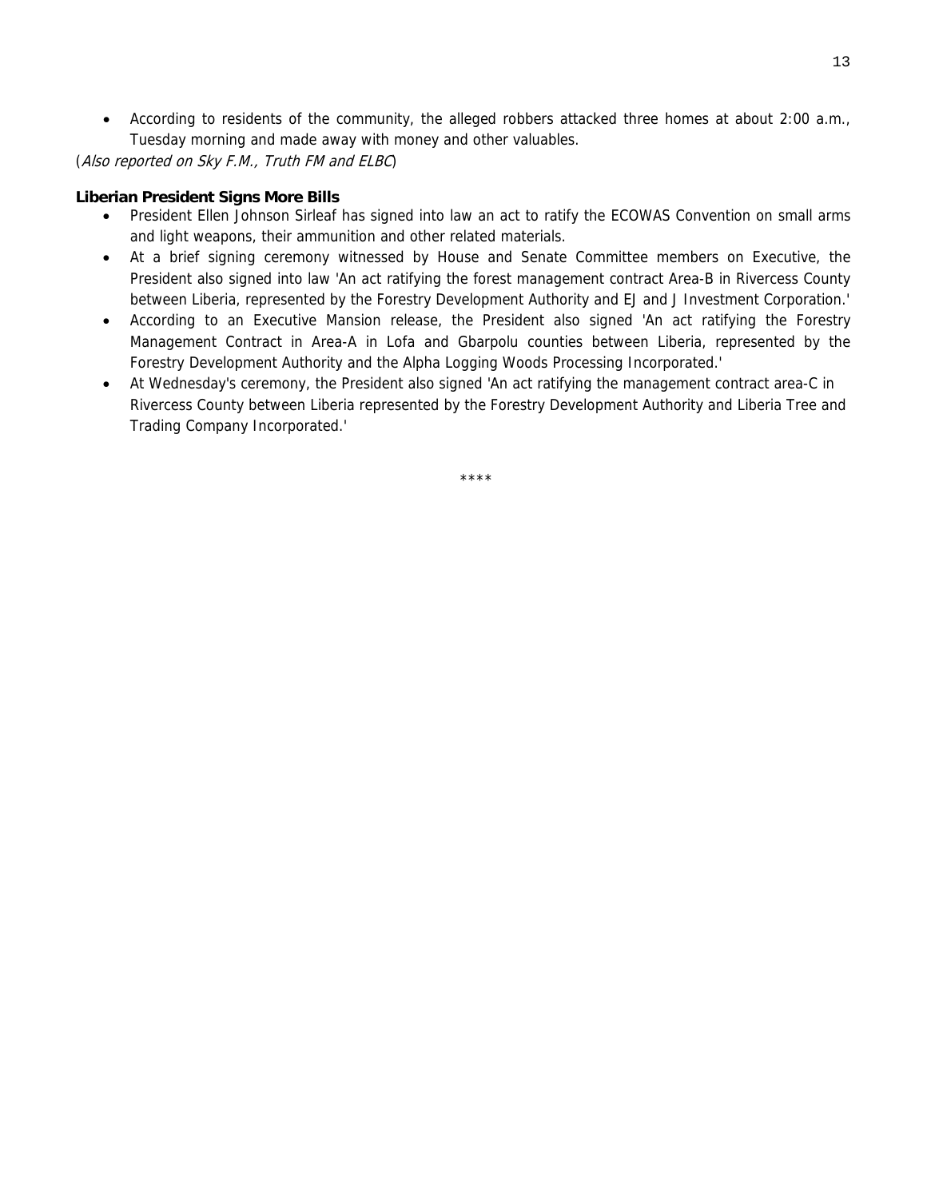- According to residents of the community, the alleged robbers attacked three homes at about 2:00 a.m., Tuesday morning and made away with money and other valuables.

(*Also reported on Sky F.M., Truth FM and ELBC*)

**Liberian President Signs More Bills**

- President Ellen Johnson Sirleaf has signed into law an act to ratify the ECOWAS Convention on small arms and light weapons, their ammunition and other related materials.
- At a brief signing ceremony witnessed by House and Senate Committee members on Executive, the President also signed into law 'An act ratifying the forest management contract Area-B in Rivercess County between Liberia, represented by the Forestry Development Authority and EJ and J Investment Corporation.'
- According to an Executive Mansion release, the President also signed 'An act ratifying the Forestry Management Contract in Area-A in Lofa and Gbarpolu counties between Liberia, represented by the Forestry Development Authority and the Alpha Logging Woods Processing Incorporated.'
- At Wednesday's ceremony, the President also signed 'An act ratifying the management contract area-C in Rivercess County between Liberia represented by the Forestry Development Authority and Liberia Tree and Trading Company Incorporated.'

****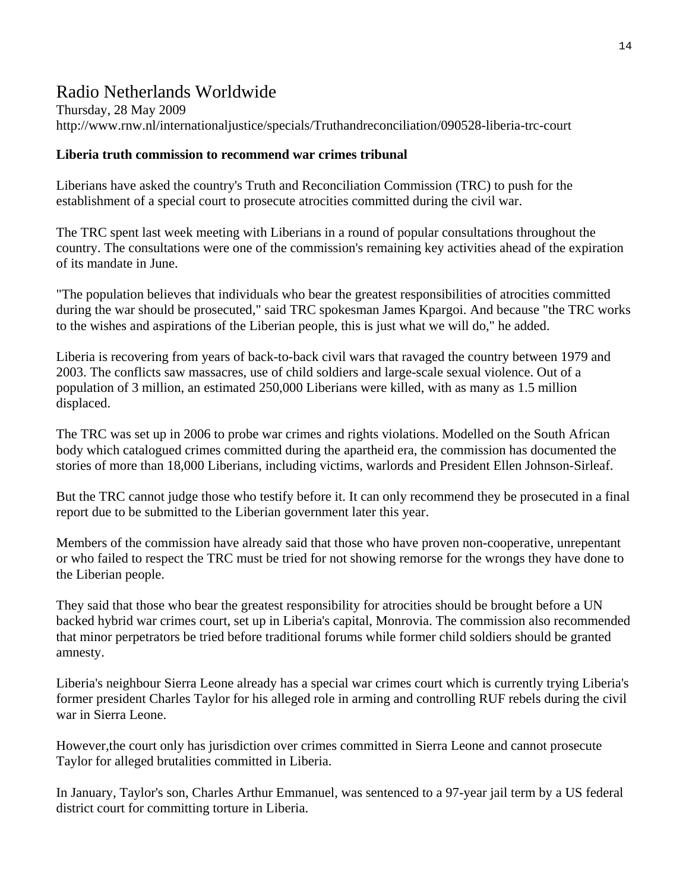# Radio Netherlands Worldwide

Thursday, 28 May 2009
http://www.rnw.nl/internationaljustice/specials/Truthandreconciliation/090528-liberia-trc-court

**Liberia truth commission to recommend war crimes tribunal**

Liberians have asked the country's Truth and Reconciliation Commission (TRC) to push for the establishment of a special court to prosecute atrocities committed during the civil war.

The TRC spent last week meeting with Liberians in a round of popular consultations throughout the country. The consultations were one of the commission's remaining key activities ahead of the expiration of its mandate in June.

"The population believes that individuals who bear the greatest responsibilities of atrocities committed during the war should be prosecuted," said TRC spokesman James Kpargoi. And because "the TRC works to the wishes and aspirations of the Liberian people, this is just what we will do," he added.

Liberia is recovering from years of back-to-back civil wars that ravaged the country between 1979 and 2003. The conflicts saw massacres, use of child soldiers and large-scale sexual violence. Out of a population of 3 million, an estimated 250,000 Liberians were killed, with as many as 1.5 million displaced.

The TRC was set up in 2006 to probe war crimes and rights violations. Modelled on the South African body which catalogued crimes committed during the apartheid era, the commission has documented the stories of more than 18,000 Liberians, including victims, warlords and President Ellen Johnson-Sirleaf.

But the TRC cannot judge those who testify before it. It can only recommend they be prosecuted in a final report due to be submitted to the Liberian government later this year.

Members of the commission have already said that those who have proven non-cooperative, unrepentant or who failed to respect the TRC must be tried for not showing remorse for the wrongs they have done to the Liberian people.

They said that those who bear the greatest responsibility for atrocities should be brought before a UN backed hybrid war crimes court, set up in Liberia's capital, Monrovia. The commission also recommended that minor perpetrators be tried before traditional forums while former child soldiers should be granted amnesty.

Liberia's neighbour Sierra Leone already has a special war crimes court which is currently trying Liberia's former president Charles Taylor for his alleged role in arming and controlling RUF rebels during the civil war in Sierra Leone.

However,the court only has jurisdiction over crimes committed in Sierra Leone and cannot prosecute Taylor for alleged brutalities committed in Liberia.

In January, Taylor's son, Charles Arthur Emmanuel, was sentenced to a 97-year jail term by a US federal district court for committing torture in Liberia.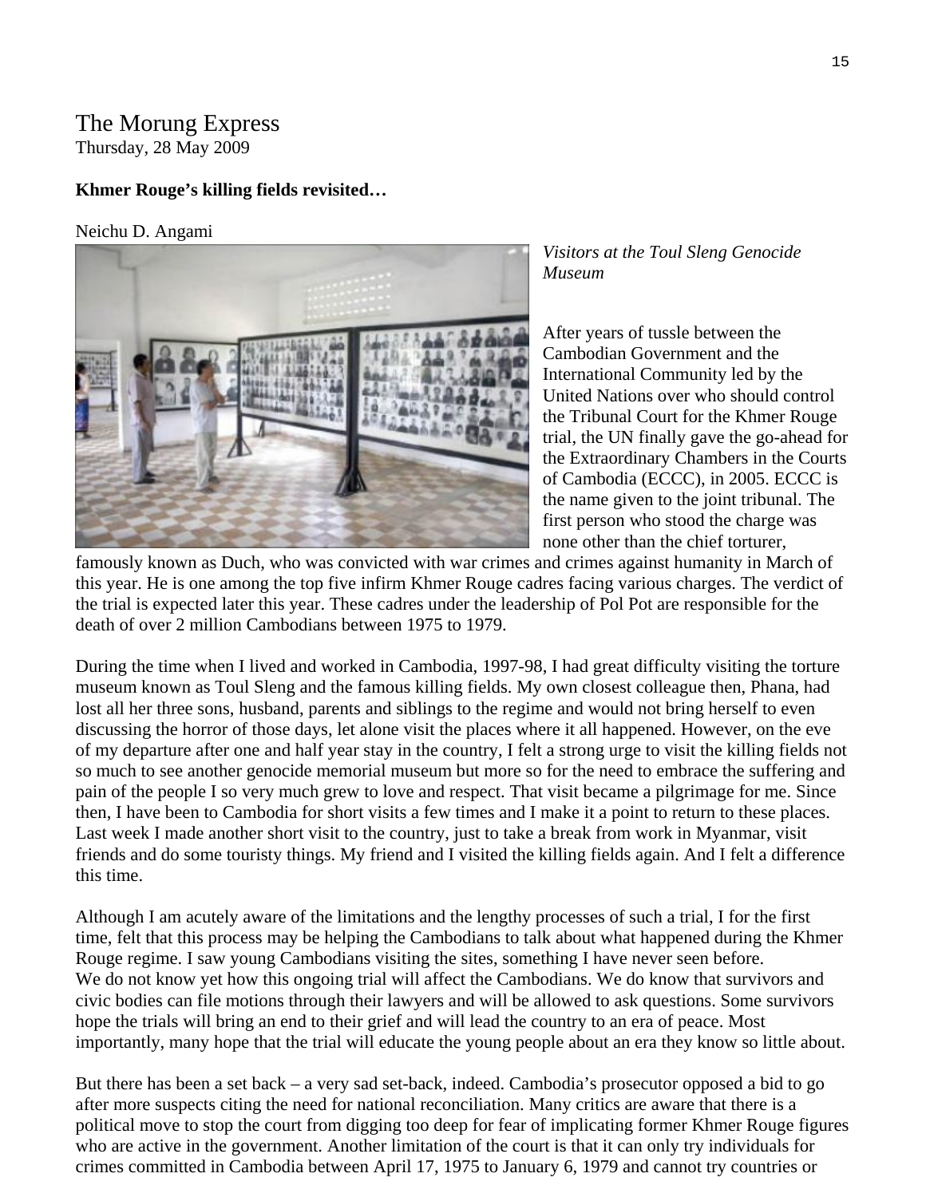The Morung Express
Thursday, 28 May 2009

**Khmer Rouge's killing fields revisited…**

Neichu D. Angami

*Visitors at the Toul Sleng Genocide Museum*

After years of tussle between the Cambodian Government and the International Community led by the United Nations over who should control the Tribunal Court for the Khmer Rouge trial, the UN finally gave the go-ahead for the Extraordinary Chambers in the Courts of Cambodia (ECCC), in 2005. ECCC is the name given to the joint tribunal. The first person who stood the charge was none other than the chief torturer, famously known as Duch, who was convicted with war crimes and crimes against humanity in March of this year. He is one among the top five infirm Khmer Rouge cadres facing various charges. The verdict of the trial is expected later this year. These cadres under the leadership of Pol Pot are responsible for the death of over 2 million Cambodians between 1975 to 1979.

During the time when I lived and worked in Cambodia, 1997-98, I had great difficulty visiting the torture museum known as Toul Sleng and the famous killing fields. My own closest colleague then, Phana, had lost all her three sons, husband, parents and siblings to the regime and would not bring herself to even discussing the horror of those days, let alone visit the places where it all happened. However, on the eve of my departure after one and half year stay in the country, I felt a strong urge to visit the killing fields not so much to see another genocide memorial museum but more so for the need to embrace the suffering and pain of the people I so very much grew to love and respect. That visit became a pilgrimage for me. Since then, I have been to Cambodia for short visits a few times and I make it a point to return to these places. Last week I made another short visit to the country, just to take a break from work in Myanmar, visit friends and do some touristy things. My friend and I visited the killing fields again. And I felt a difference this time.

Although I am acutely aware of the limitations and the lengthy processes of such a trial, I for the first time, felt that this process may be helping the Cambodians to talk about what happened during the Khmer Rouge regime. I saw young Cambodians visiting the sites, something I have never seen before.
We do not know yet how this ongoing trial will affect the Cambodians. We do know that survivors and civic bodies can file motions through their lawyers and will be allowed to ask questions. Some survivors hope the trials will bring an end to their grief and will lead the country to an era of peace. Most importantly, many hope that the trial will educate the young people about an era they know so little about.

But there has been a set back – a very sad set-back, indeed. Cambodia's prosecutor opposed a bid to go after more suspects citing the need for national reconciliation. Many critics are aware that there is a political move to stop the court from digging too deep for fear of implicating former Khmer Rouge figures who are active in the government. Another limitation of the court is that it can only try individuals for crimes committed in Cambodia between April 17, 1975 to January 6, 1979 and cannot try countries or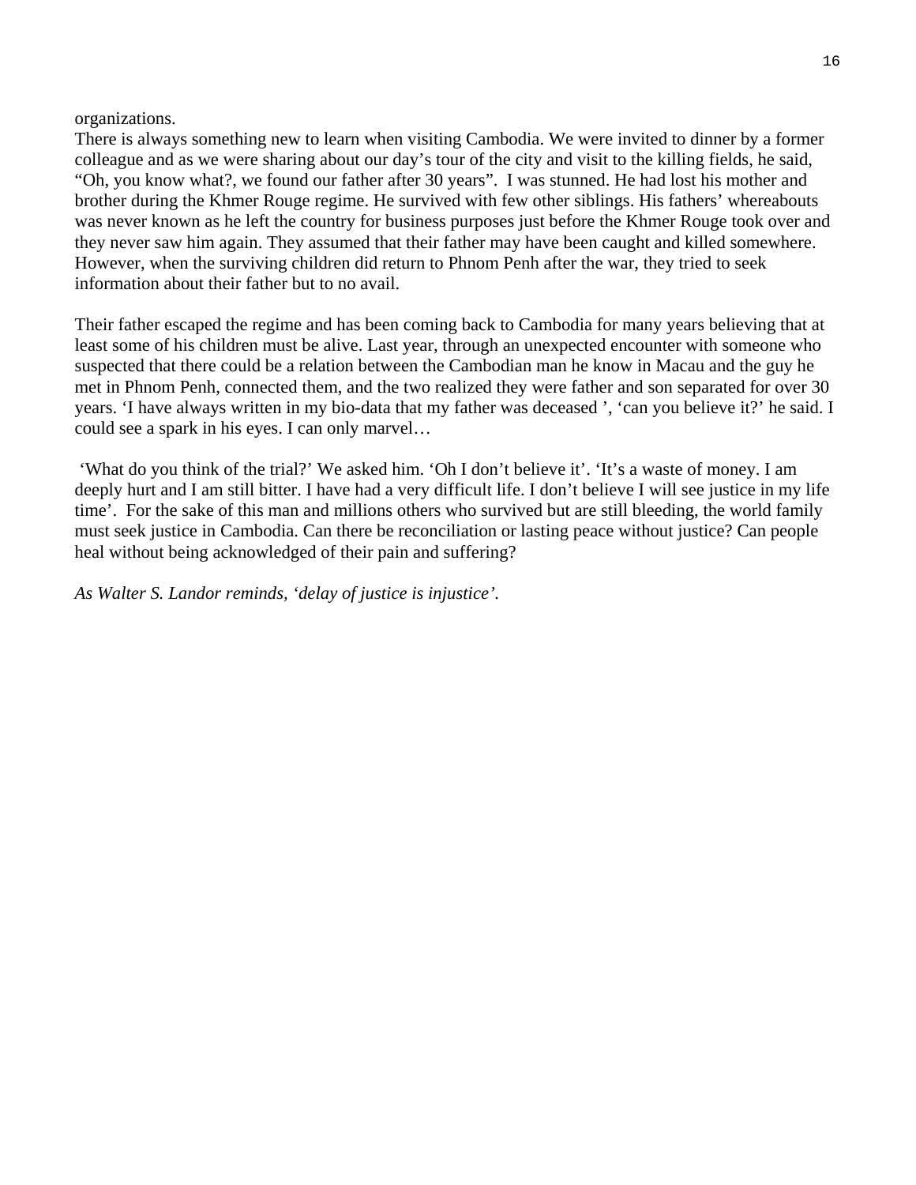organizations.

There is always something new to learn when visiting Cambodia. We were invited to dinner by a former colleague and as we were sharing about our day's tour of the city and visit to the killing fields, he said, "Oh, you know what?, we found our father after 30 years". I was stunned. He had lost his mother and brother during the Khmer Rouge regime. He survived with few other siblings. His fathers' whereabouts was never known as he left the country for business purposes just before the Khmer Rouge took over and they never saw him again. They assumed that their father may have been caught and killed somewhere. However, when the surviving children did return to Phnom Penh after the war, they tried to seek information about their father but to no avail.

Their father escaped the regime and has been coming back to Cambodia for many years believing that at least some of his children must be alive. Last year, through an unexpected encounter with someone who suspected that there could be a relation between the Cambodian man he know in Macau and the guy he met in Phnom Penh, connected them, and the two realized they were father and son separated for over 30 years. 'I have always written in my bio-data that my father was deceased ', 'can you believe it?' he said. I could see a spark in his eyes. I can only marvel…

'What do you think of the trial?' We asked him. 'Oh I don't believe it'. 'It's a waste of money. I am deeply hurt and I am still bitter. I have had a very difficult life. I don't believe I will see justice in my life time'. For the sake of this man and millions others who survived but are still bleeding, the world family must seek justice in Cambodia. Can there be reconciliation or lasting peace without justice? Can people heal without being acknowledged of their pain and suffering?

*As Walter S. Landor reminds, 'delay of justice is injustice'.*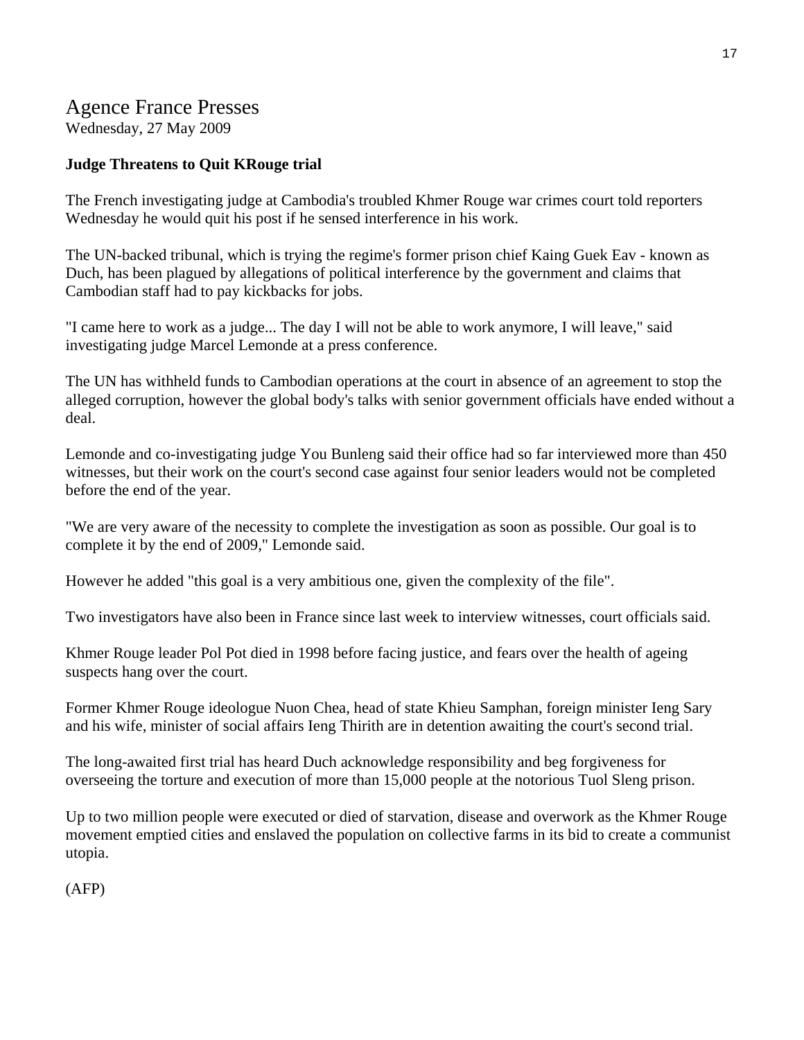# Agence France Presses

Wednesday, 27 May 2009

**Judge Threatens to Quit KRouge trial**

The French investigating judge at Cambodia's troubled Khmer Rouge war crimes court told reporters Wednesday he would quit his post if he sensed interference in his work.

The UN-backed tribunal, which is trying the regime's former prison chief Kaing Guek Eav - known as Duch, has been plagued by allegations of political interference by the government and claims that Cambodian staff had to pay kickbacks for jobs.

"I came here to work as a judge... The day I will not be able to work anymore, I will leave," said investigating judge Marcel Lemonde at a press conference.

The UN has withheld funds to Cambodian operations at the court in absence of an agreement to stop the alleged corruption, however the global body's talks with senior government officials have ended without a deal.

Lemonde and co-investigating judge You Bunleng said their office had so far interviewed more than 450 witnesses, but their work on the court's second case against four senior leaders would not be completed before the end of the year.

"We are very aware of the necessity to complete the investigation as soon as possible. Our goal is to complete it by the end of 2009," Lemonde said.

However he added "this goal is a very ambitious one, given the complexity of the file".

Two investigators have also been in France since last week to interview witnesses, court officials said.

Khmer Rouge leader Pol Pot died in 1998 before facing justice, and fears over the health of ageing suspects hang over the court.

Former Khmer Rouge ideologue Nuon Chea, head of state Khieu Samphan, foreign minister Ieng Sary and his wife, minister of social affairs Ieng Thirith are in detention awaiting the court's second trial.

The long-awaited first trial has heard Duch acknowledge responsibility and beg forgiveness for overseeing the torture and execution of more than 15,000 people at the notorious Tuol Sleng prison.

Up to two million people were executed or died of starvation, disease and overwork as the Khmer Rouge movement emptied cities and enslaved the population on collective farms in its bid to create a communist utopia.

(AFP)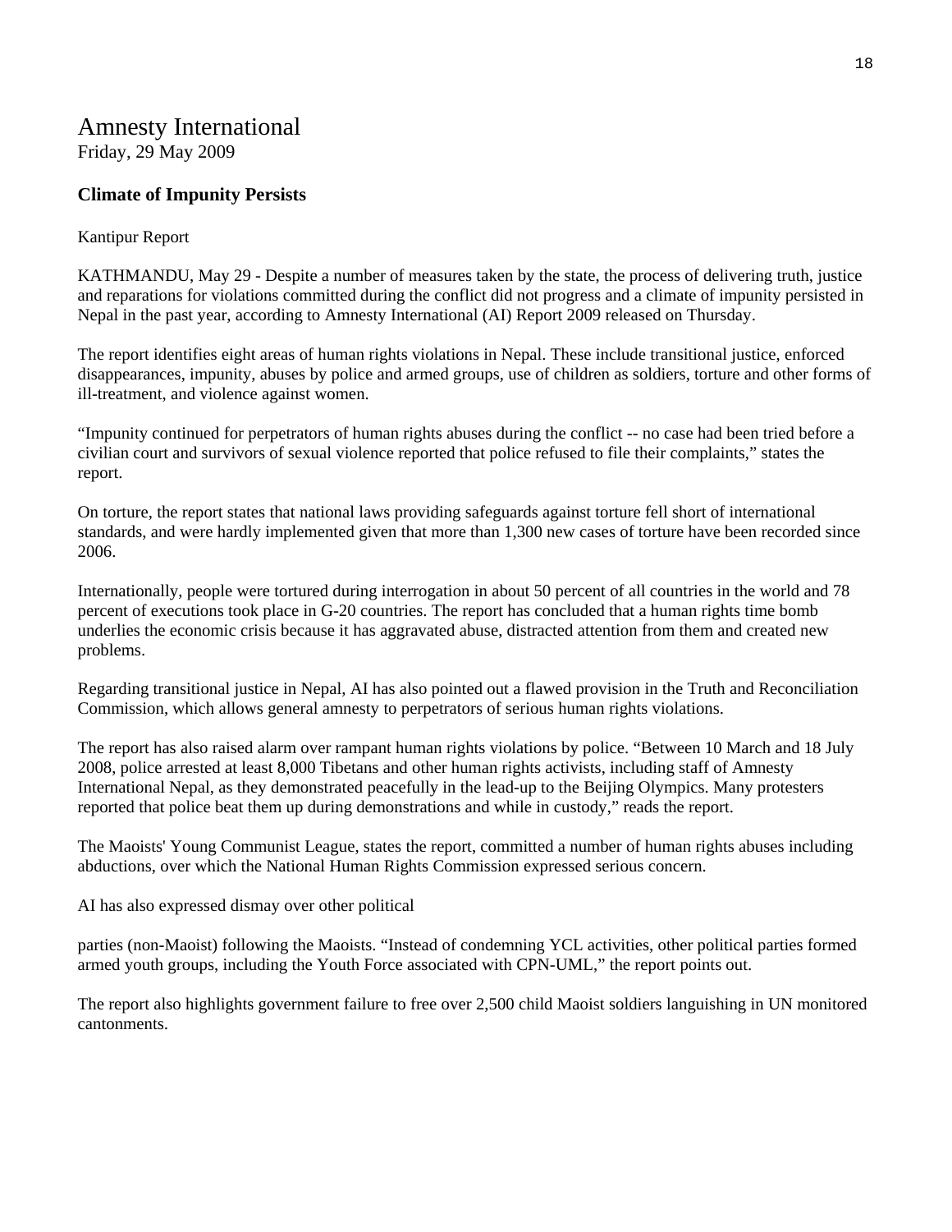# Amnesty International

Friday, 29 May 2009

### Climate of Impunity Persists

Kantipur Report

KATHMANDU, May 29 - Despite a number of measures taken by the state, the process of delivering truth, justice and reparations for violations committed during the conflict did not progress and a climate of impunity persisted in Nepal in the past year, according to Amnesty International (AI) Report 2009 released on Thursday.

The report identifies eight areas of human rights violations in Nepal. These include transitional justice, enforced disappearances, impunity, abuses by police and armed groups, use of children as soldiers, torture and other forms of ill-treatment, and violence against women.

“Impunity continued for perpetrators of human rights abuses during the conflict -- no case had been tried before a civilian court and survivors of sexual violence reported that police refused to file their complaints,” states the report.

On torture, the report states that national laws providing safeguards against torture fell short of international standards, and were hardly implemented given that more than 1,300 new cases of torture have been recorded since 2006.

Internationally, people were tortured during interrogation in about 50 percent of all countries in the world and 78 percent of executions took place in G-20 countries. The report has concluded that a human rights time bomb underlies the economic crisis because it has aggravated abuse, distracted attention from them and created new problems.

Regarding transitional justice in Nepal, AI has also pointed out a flawed provision in the Truth and Reconciliation Commission, which allows general amnesty to perpetrators of serious human rights violations.

The report has also raised alarm over rampant human rights violations by police. “Between 10 March and 18 July 2008, police arrested at least 8,000 Tibetans and other human rights activists, including staff of Amnesty International Nepal, as they demonstrated peacefully in the lead-up to the Beijing Olympics. Many protesters reported that police beat them up during demonstrations and while in custody,” reads the report.

The Maoists' Young Communist League, states the report, committed a number of human rights abuses including abductions, over which the National Human Rights Commission expressed serious concern.

AI has also expressed dismay over other political parties (non-Maoist) following the Maoists. “Instead of condemning YCL activities, other political parties formed armed youth groups, including the Youth Force associated with CPN-UML,” the report points out.

The report also highlights government failure to free over 2,500 child Maoist soldiers languishing in UN monitored cantonments.